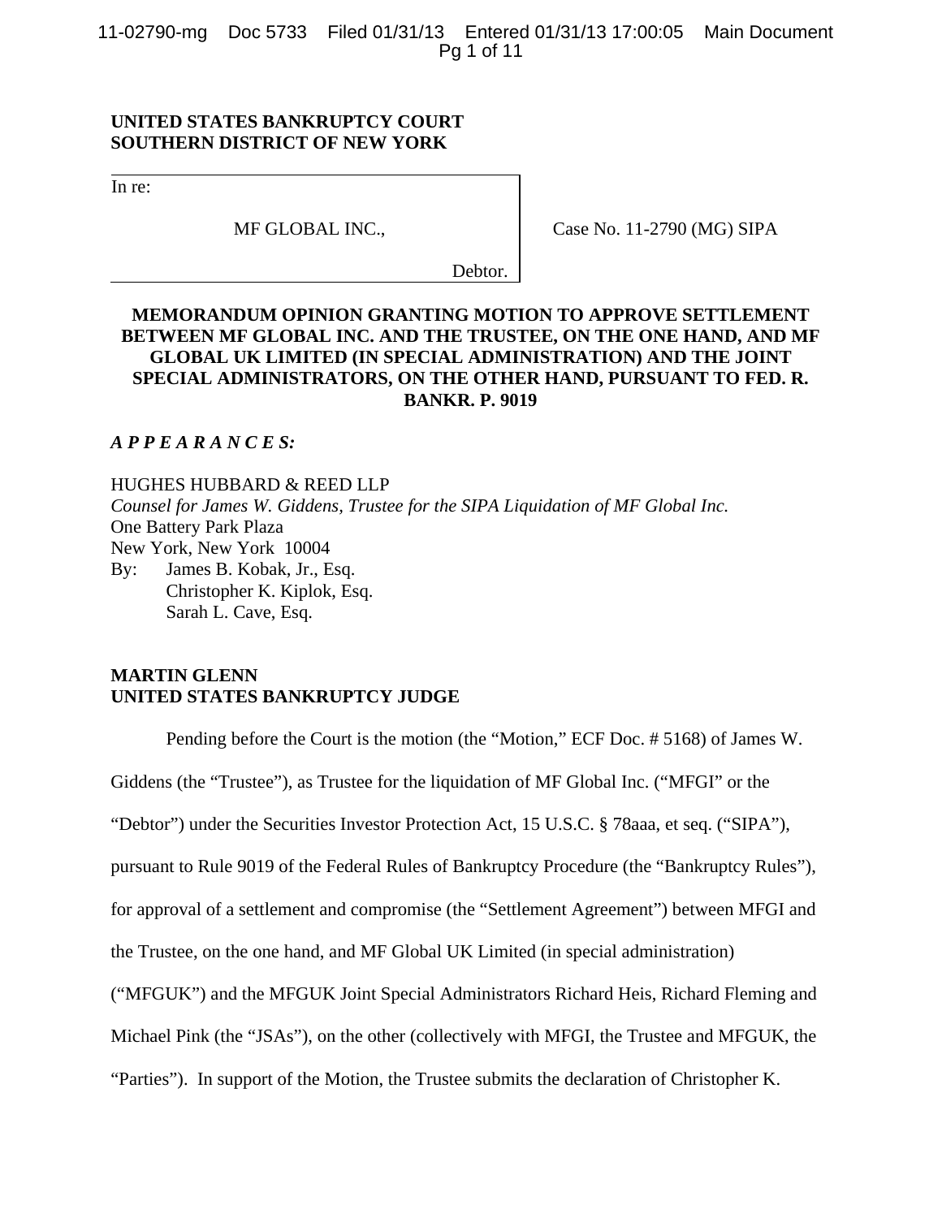**UNITED STATES BANKRUPTCY COURT**
**SOUTHERN DISTRICT OF NEW YORK**

| | |
|---|---|
| In re:<br><br>MF GLOBAL INC.,<br><br>Debtor. | Case No. 11-2790 (MG) SIPA |

**MEMORANDUM OPINION GRANTING MOTION TO APPROVE SETTLEMENT BETWEEN MF GLOBAL INC. AND THE TRUSTEE, ON THE ONE HAND, AND MF GLOBAL UK LIMITED (IN SPECIAL ADMINISTRATION) AND THE JOINT SPECIAL ADMINISTRATORS, ON THE OTHER HAND, PURSUANT TO FED. R. BANKR. P. 9019**

***A P P E A R A N C E S:***

HUGHES HUBBARD & REED LLP
*Counsel for James W. Giddens, Trustee for the SIPA Liquidation of MF Global Inc.*
One Battery Park Plaza
New York, New York 10004
By: James B. Kobak, Jr., Esq.
Christopher K. Kiplok, Esq.
Sarah L. Cave, Esq.

**MARTIN GLENN**
**UNITED STATES BANKRUPTCY JUDGE**

Pending before the Court is the motion (the "Motion," ECF Doc. # 5168) of James W. Giddens (the "Trustee"), as Trustee for the liquidation of MF Global Inc. ("MFGI" or the "Debtor") under the Securities Investor Protection Act, 15 U.S.C. § 78aaa, et seq. ("SIPA"), pursuant to Rule 9019 of the Federal Rules of Bankruptcy Procedure (the "Bankruptcy Rules"), for approval of a settlement and compromise (the "Settlement Agreement") between MFGI and the Trustee, on the one hand, and MF Global UK Limited (in special administration) ("MFGUK") and the MFGUK Joint Special Administrators Richard Heis, Richard Fleming and Michael Pink (the "JSAs"), on the other (collectively with MFGI, the Trustee and MFGUK, the "Parties"). In support of the Motion, the Trustee submits the declaration of Christopher K.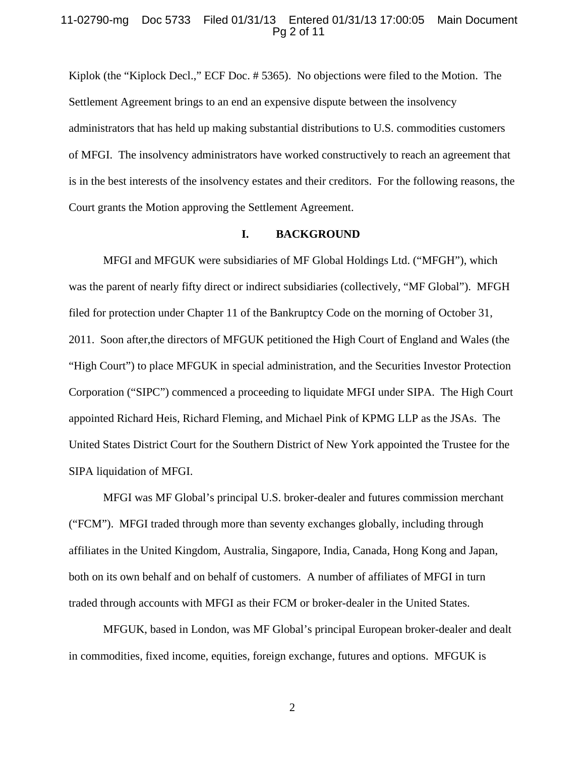Kiplok (the "Kiplock Decl.," ECF Doc. # 5365). No objections were filed to the Motion. The Settlement Agreement brings to an end an expensive dispute between the insolvency administrators that has held up making substantial distributions to U.S. commodities customers of MFGI. The insolvency administrators have worked constructively to reach an agreement that is in the best interests of the insolvency estates and their creditors. For the following reasons, the Court grants the Motion approving the Settlement Agreement.

## I. BACKGROUND

MFGI and MFGUK were subsidiaries of MF Global Holdings Ltd. ("MFGH"), which was the parent of nearly fifty direct or indirect subsidiaries (collectively, "MF Global"). MFGH filed for protection under Chapter 11 of the Bankruptcy Code on the morning of October 31, 2011. Soon after,the directors of MFGUK petitioned the High Court of England and Wales (the "High Court") to place MFGUK in special administration, and the Securities Investor Protection Corporation ("SIPC") commenced a proceeding to liquidate MFGI under SIPA. The High Court appointed Richard Heis, Richard Fleming, and Michael Pink of KPMG LLP as the JSAs. The United States District Court for the Southern District of New York appointed the Trustee for the SIPA liquidation of MFGI.

MFGI was MF Global's principal U.S. broker-dealer and futures commission merchant ("FCM"). MFGI traded through more than seventy exchanges globally, including through affiliates in the United Kingdom, Australia, Singapore, India, Canada, Hong Kong and Japan, both on its own behalf and on behalf of customers. A number of affiliates of MFGI in turn traded through accounts with MFGI as their FCM or broker-dealer in the United States.

MFGUK, based in London, was MF Global's principal European broker-dealer and dealt in commodities, fixed income, equities, foreign exchange, futures and options. MFGUK is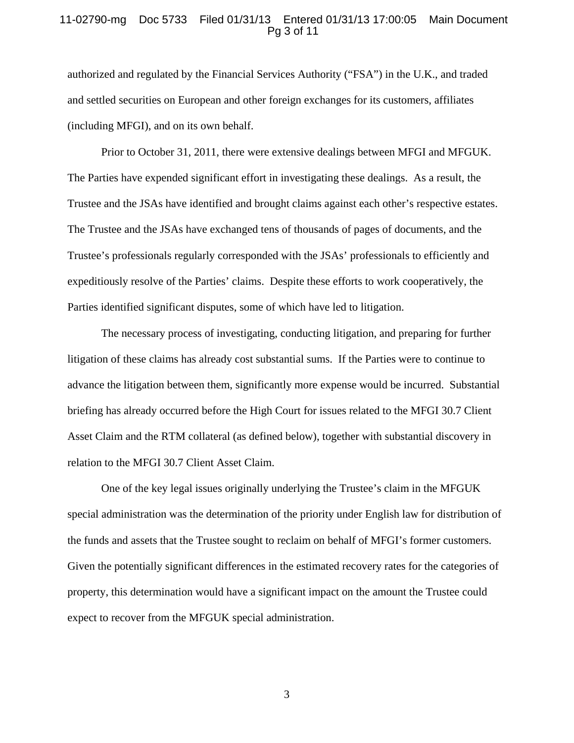authorized and regulated by the Financial Services Authority ("FSA") in the U.K., and traded and settled securities on European and other foreign exchanges for its customers, affiliates (including MFGI), and on its own behalf.

Prior to October 31, 2011, there were extensive dealings between MFGI and MFGUK. The Parties have expended significant effort in investigating these dealings. As a result, the Trustee and the JSAs have identified and brought claims against each other's respective estates. The Trustee and the JSAs have exchanged tens of thousands of pages of documents, and the Trustee's professionals regularly corresponded with the JSAs' professionals to efficiently and expeditiously resolve of the Parties' claims. Despite these efforts to work cooperatively, the Parties identified significant disputes, some of which have led to litigation.

The necessary process of investigating, conducting litigation, and preparing for further litigation of these claims has already cost substantial sums. If the Parties were to continue to advance the litigation between them, significantly more expense would be incurred. Substantial briefing has already occurred before the High Court for issues related to the MFGI 30.7 Client Asset Claim and the RTM collateral (as defined below), together with substantial discovery in relation to the MFGI 30.7 Client Asset Claim.

One of the key legal issues originally underlying the Trustee's claim in the MFGUK special administration was the determination of the priority under English law for distribution of the funds and assets that the Trustee sought to reclaim on behalf of MFGI's former customers. Given the potentially significant differences in the estimated recovery rates for the categories of property, this determination would have a significant impact on the amount the Trustee could expect to recover from the MFGUK special administration.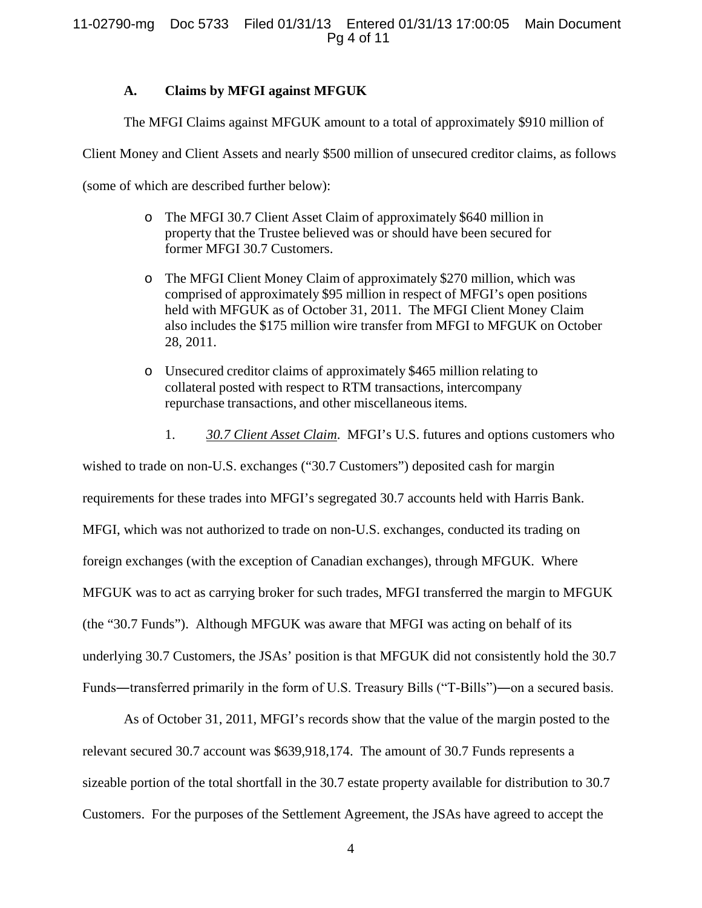### A. Claims by MFGI against MFGUK

The MFGI Claims against MFGUK amount to a total of approximately $910 million of Client Money and Client Assets and nearly $500 million of unsecured creditor claims, as follows (some of which are described further below):

- The MFGI 30.7 Client Asset Claim of approximately $640 million in property that the Trustee believed was or should have been secured for former MFGI 30.7 Customers.
- The MFGI Client Money Claim of approximately $270 million, which was comprised of approximately $95 million in respect of MFGI's open positions held with MFGUK as of October 31, 2011. The MFGI Client Money Claim also includes the $175 million wire transfer from MFGI to MFGUK on October 28, 2011.
- Unsecured creditor claims of approximately $465 million relating to collateral posted with respect to RTM transactions, intercompany repurchase transactions, and other miscellaneous items.

1. *30.7 Client Asset Claim*. MFGI's U.S. futures and options customers who wished to trade on non-U.S. exchanges ("30.7 Customers") deposited cash for margin requirements for these trades into MFGI's segregated 30.7 accounts held with Harris Bank. MFGI, which was not authorized to trade on non-U.S. exchanges, conducted its trading on foreign exchanges (with the exception of Canadian exchanges), through MFGUK. Where MFGUK was to act as carrying broker for such trades, MFGI transferred the margin to MFGUK (the "30.7 Funds"). Although MFGUK was aware that MFGI was acting on behalf of its underlying 30.7 Customers, the JSAs' position is that MFGUK did not consistently hold the 30.7 Funds—transferred primarily in the form of U.S. Treasury Bills ("T-Bills")—on a secured basis.

As of October 31, 2011, MFGI's records show that the value of the margin posted to the relevant secured 30.7 account was $639,918,174. The amount of 30.7 Funds represents a sizeable portion of the total shortfall in the 30.7 estate property available for distribution to 30.7 Customers. For the purposes of the Settlement Agreement, the JSAs have agreed to accept the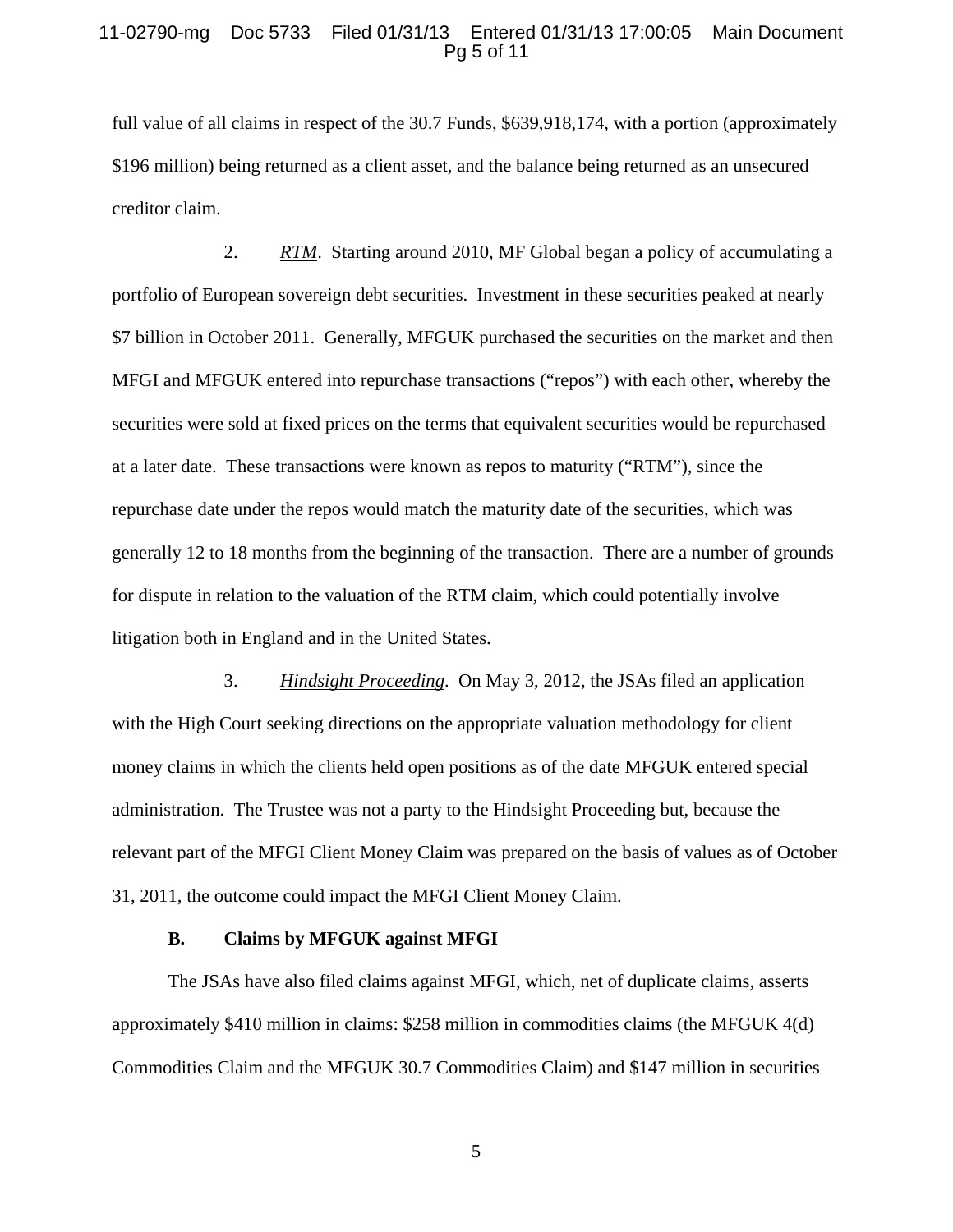full value of all claims in respect of the 30.7 Funds, $639,918,174, with a portion (approximately $196 million) being returned as a client asset, and the balance being returned as an unsecured creditor claim.

2. *RTM*. Starting around 2010, MF Global began a policy of accumulating a portfolio of European sovereign debt securities. Investment in these securities peaked at nearly $7 billion in October 2011. Generally, MFGUK purchased the securities on the market and then MFGI and MFGUK entered into repurchase transactions ("repos") with each other, whereby the securities were sold at fixed prices on the terms that equivalent securities would be repurchased at a later date. These transactions were known as repos to maturity ("RTM"), since the repurchase date under the repos would match the maturity date of the securities, which was generally 12 to 18 months from the beginning of the transaction. There are a number of grounds for dispute in relation to the valuation of the RTM claim, which could potentially involve litigation both in England and in the United States.

3. *Hindsight Proceeding*. On May 3, 2012, the JSAs filed an application with the High Court seeking directions on the appropriate valuation methodology for client money claims in which the clients held open positions as of the date MFGUK entered special administration. The Trustee was not a party to the Hindsight Proceeding but, because the relevant part of the MFGI Client Money Claim was prepared on the basis of values as of October 31, 2011, the outcome could impact the MFGI Client Money Claim.

**B. Claims by MFGUK against MFGI**

The JSAs have also filed claims against MFGI, which, net of duplicate claims, asserts approximately $410 million in claims: $258 million in commodities claims (the MFGUK 4(d) Commodities Claim and the MFGUK 30.7 Commodities Claim) and $147 million in securities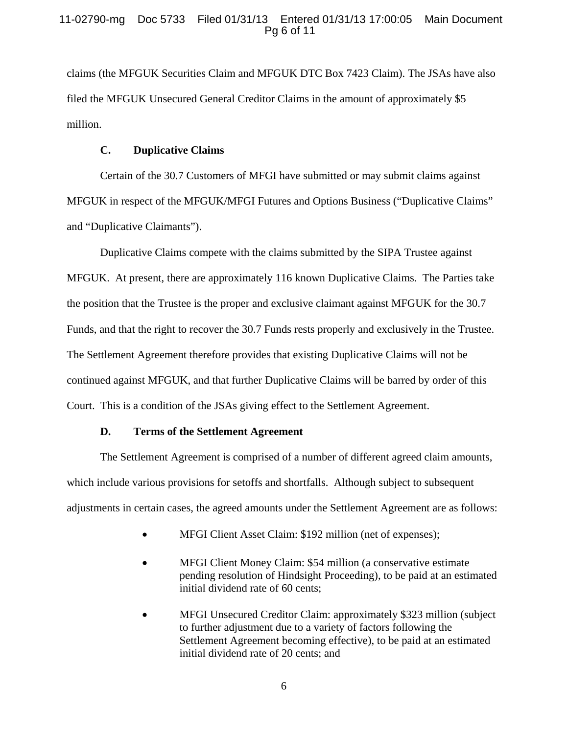claims (the MFGUK Securities Claim and MFGUK DTC Box 7423 Claim). The JSAs have also filed the MFGUK Unsecured General Creditor Claims in the amount of approximately $5 million.

### C. Duplicative Claims

Certain of the 30.7 Customers of MFGI have submitted or may submit claims against MFGUK in respect of the MFGUK/MFGI Futures and Options Business ("Duplicative Claims" and "Duplicative Claimants").

Duplicative Claims compete with the claims submitted by the SIPA Trustee against MFGUK. At present, there are approximately 116 known Duplicative Claims. The Parties take the position that the Trustee is the proper and exclusive claimant against MFGUK for the 30.7 Funds, and that the right to recover the 30.7 Funds rests properly and exclusively in the Trustee. The Settlement Agreement therefore provides that existing Duplicative Claims will not be continued against MFGUK, and that further Duplicative Claims will be barred by order of this Court. This is a condition of the JSAs giving effect to the Settlement Agreement.

### D. Terms of the Settlement Agreement

The Settlement Agreement is comprised of a number of different agreed claim amounts, which include various provisions for setoffs and shortfalls. Although subject to subsequent adjustments in certain cases, the agreed amounts under the Settlement Agreement are as follows:

- MFGI Client Asset Claim: $192 million (net of expenses);
- MFGI Client Money Claim: $54 million (a conservative estimate pending resolution of Hindsight Proceeding), to be paid at an estimated initial dividend rate of 60 cents;
- MFGI Unsecured Creditor Claim: approximately $323 million (subject to further adjustment due to a variety of factors following the Settlement Agreement becoming effective), to be paid at an estimated initial dividend rate of 20 cents; and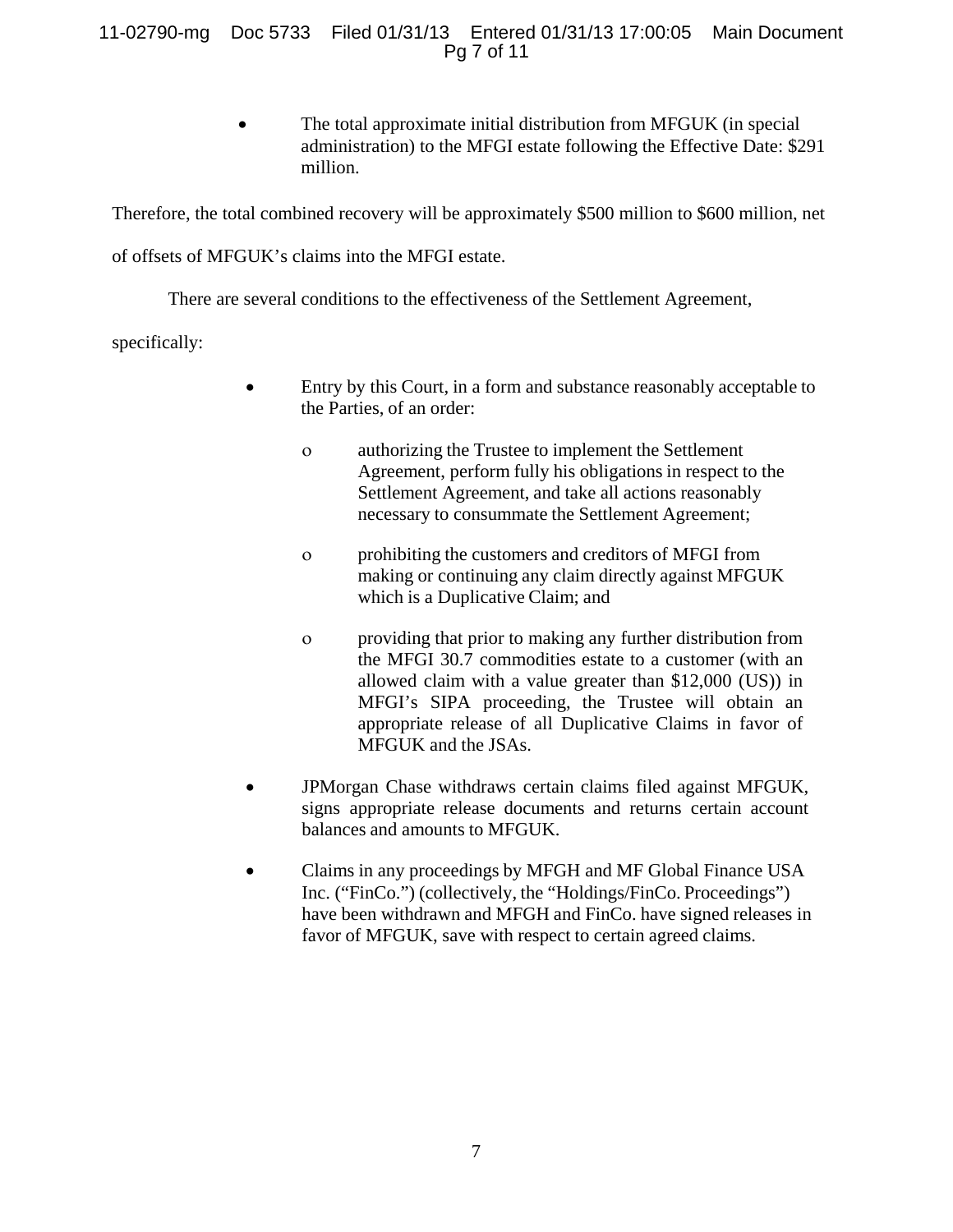- The total approximate initial distribution from MFGUK (in special administration) to the MFGI estate following the Effective Date: $291 million.

Therefore, the total combined recovery will be approximately $500 million to $600 million, net of offsets of MFGUK's claims into the MFGI estate.

There are several conditions to the effectiveness of the Settlement Agreement, specifically:

- Entry by this Court, in a form and substance reasonably acceptable to the Parties, of an order:
  - authorizing the Trustee to implement the Settlement Agreement, perform fully his obligations in respect to the Settlement Agreement, and take all actions reasonably necessary to consummate the Settlement Agreement;
  - prohibiting the customers and creditors of MFGI from making or continuing any claim directly against MFGUK which is a Duplicative Claim; and
  - providing that prior to making any further distribution from the MFGI 30.7 commodities estate to a customer (with an allowed claim with a value greater than $12,000 (US)) in MFGI's SIPA proceeding, the Trustee will obtain an appropriate release of all Duplicative Claims in favor of MFGUK and the JSAs.
- JPMorgan Chase withdraws certain claims filed against MFGUK, signs appropriate release documents and returns certain account balances and amounts to MFGUK.
- Claims in any proceedings by MFGH and MF Global Finance USA Inc. ("FinCo.") (collectively, the "Holdings/FinCo. Proceedings") have been withdrawn and MFGH and FinCo. have signed releases in favor of MFGUK, save with respect to certain agreed claims.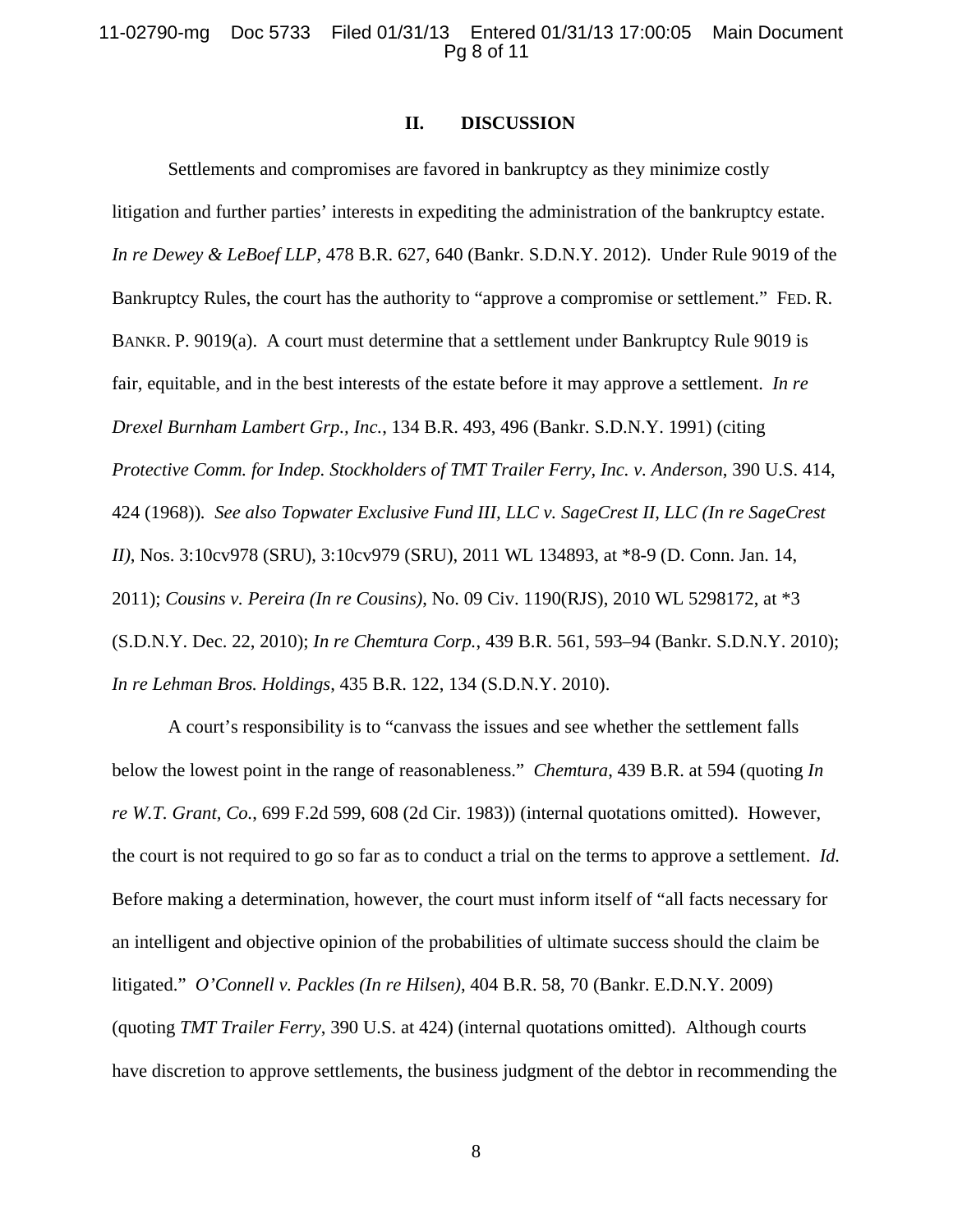## II. DISCUSSION

Settlements and compromises are favored in bankruptcy as they minimize costly litigation and further parties' interests in expediting the administration of the bankruptcy estate. *In re Dewey & LeBoef LLP*, 478 B.R. 627, 640 (Bankr. S.D.N.Y. 2012). Under Rule 9019 of the Bankruptcy Rules, the court has the authority to "approve a compromise or settlement." FED. R. BANKR. P. 9019(a). A court must determine that a settlement under Bankruptcy Rule 9019 is fair, equitable, and in the best interests of the estate before it may approve a settlement. *In re Drexel Burnham Lambert Grp., Inc.*, 134 B.R. 493, 496 (Bankr. S.D.N.Y. 1991) (citing *Protective Comm. for Indep. Stockholders of TMT Trailer Ferry, Inc. v. Anderson*, 390 U.S. 414, 424 (1968)). *See also Topwater Exclusive Fund III, LLC v. SageCrest II, LLC (In re SageCrest II)*, Nos. 3:10cv978 (SRU), 3:10cv979 (SRU), 2011 WL 134893, at *8-9 (D. Conn. Jan. 14, 2011); *Cousins v. Pereira (In re Cousins)*, No. 09 Civ. 1190(RJS), 2010 WL 5298172, at *3 (S.D.N.Y. Dec. 22, 2010); *In re Chemtura Corp.*, 439 B.R. 561, 593–94 (Bankr. S.D.N.Y. 2010); *In re Lehman Bros. Holdings*, 435 B.R. 122, 134 (S.D.N.Y. 2010).

A court's responsibility is to "canvass the issues and see whether the settlement falls below the lowest point in the range of reasonableness." *Chemtura*, 439 B.R. at 594 (quoting *In re W.T. Grant, Co.*, 699 F.2d 599, 608 (2d Cir. 1983)) (internal quotations omitted). However, the court is not required to go so far as to conduct a trial on the terms to approve a settlement. *Id.* Before making a determination, however, the court must inform itself of "all facts necessary for an intelligent and objective opinion of the probabilities of ultimate success should the claim be litigated." *O'Connell v. Packles (In re Hilsen)*, 404 B.R. 58, 70 (Bankr. E.D.N.Y. 2009) (quoting *TMT Trailer Ferry*, 390 U.S. at 424) (internal quotations omitted). Although courts have discretion to approve settlements, the business judgment of the debtor in recommending the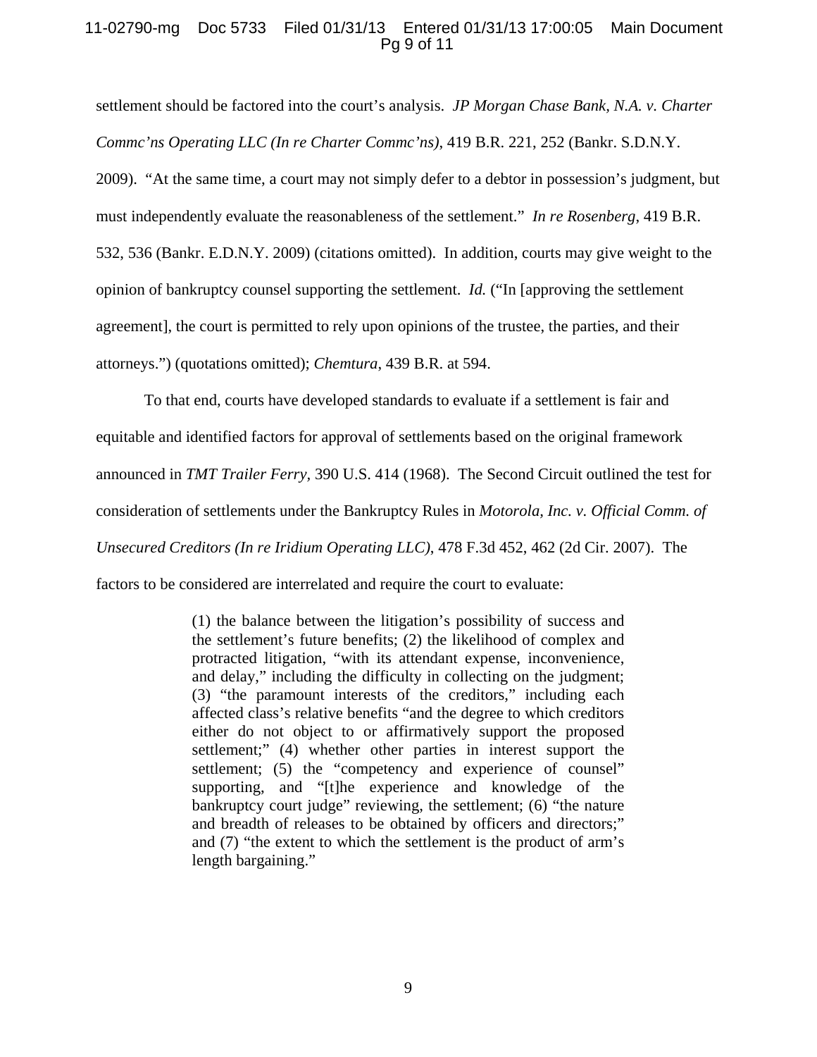settlement should be factored into the court's analysis. *JP Morgan Chase Bank, N.A. v. Charter Commc'ns Operating LLC (In re Charter Commc'ns)*, 419 B.R. 221, 252 (Bankr. S.D.N.Y. 2009). "At the same time, a court may not simply defer to a debtor in possession's judgment, but must independently evaluate the reasonableness of the settlement." *In re Rosenberg*, 419 B.R. 532, 536 (Bankr. E.D.N.Y. 2009) (citations omitted). In addition, courts may give weight to the opinion of bankruptcy counsel supporting the settlement. *Id.* ("In [approving the settlement agreement], the court is permitted to rely upon opinions of the trustee, the parties, and their attorneys.") (quotations omitted); *Chemtura*, 439 B.R. at 594.

To that end, courts have developed standards to evaluate if a settlement is fair and equitable and identified factors for approval of settlements based on the original framework announced in *TMT Trailer Ferry*, 390 U.S. 414 (1968). The Second Circuit outlined the test for consideration of settlements under the Bankruptcy Rules in *Motorola, Inc. v. Official Comm. of Unsecured Creditors (In re Iridium Operating LLC)*, 478 F.3d 452, 462 (2d Cir. 2007). The factors to be considered are interrelated and require the court to evaluate:

> (1) the balance between the litigation's possibility of success and the settlement's future benefits; (2) the likelihood of complex and protracted litigation, "with its attendant expense, inconvenience, and delay," including the difficulty in collecting on the judgment; (3) "the paramount interests of the creditors," including each affected class's relative benefits "and the degree to which creditors either do not object to or affirmatively support the proposed settlement;" (4) whether other parties in interest support the settlement; (5) the "competency and experience of counsel" supporting, and "[t]he experience and knowledge of the bankruptcy court judge" reviewing, the settlement; (6) "the nature and breadth of releases to be obtained by officers and directors;" and (7) "the extent to which the settlement is the product of arm's length bargaining."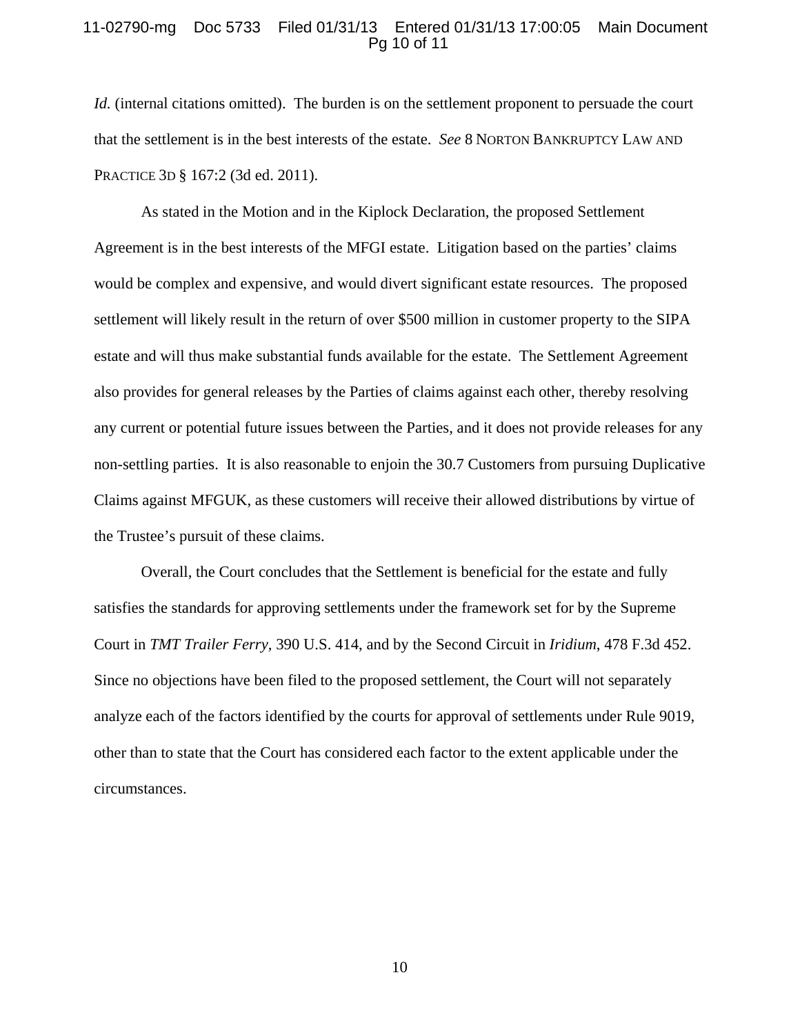*Id.* (internal citations omitted). The burden is on the settlement proponent to persuade the court that the settlement is in the best interests of the estate. *See* 8 NORTON BANKRUPTCY LAW AND PRACTICE 3D § 167:2 (3d ed. 2011).

As stated in the Motion and in the Kiplock Declaration, the proposed Settlement Agreement is in the best interests of the MFGI estate. Litigation based on the parties' claims would be complex and expensive, and would divert significant estate resources. The proposed settlement will likely result in the return of over $500 million in customer property to the SIPA estate and will thus make substantial funds available for the estate. The Settlement Agreement also provides for general releases by the Parties of claims against each other, thereby resolving any current or potential future issues between the Parties, and it does not provide releases for any non-settling parties. It is also reasonable to enjoin the 30.7 Customers from pursuing Duplicative Claims against MFGUK, as these customers will receive their allowed distributions by virtue of the Trustee's pursuit of these claims.

Overall, the Court concludes that the Settlement is beneficial for the estate and fully satisfies the standards for approving settlements under the framework set for by the Supreme Court in *TMT Trailer Ferry*, 390 U.S. 414, and by the Second Circuit in *Iridium*, 478 F.3d 452. Since no objections have been filed to the proposed settlement, the Court will not separately analyze each of the factors identified by the courts for approval of settlements under Rule 9019, other than to state that the Court has considered each factor to the extent applicable under the circumstances.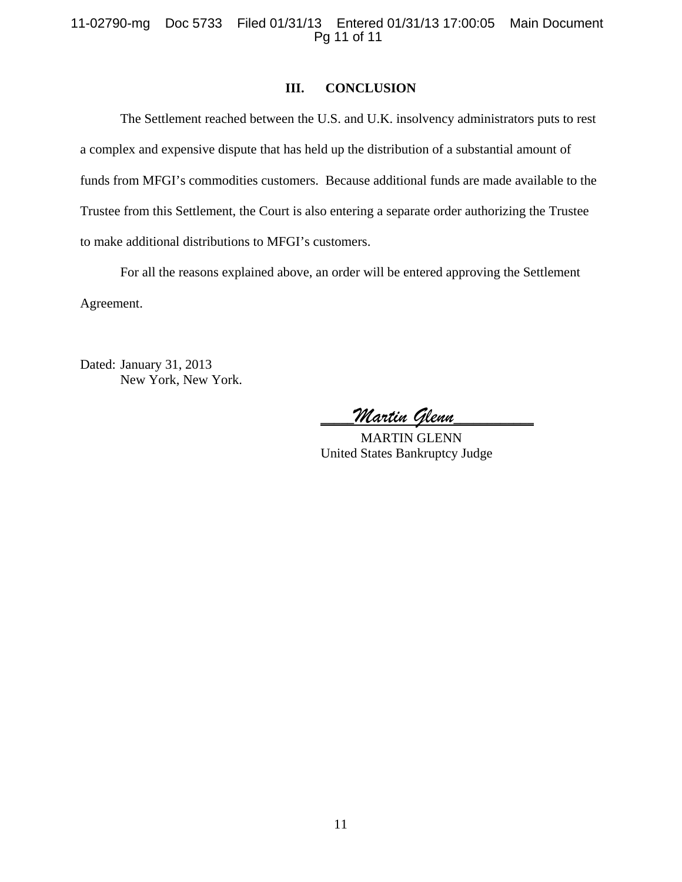## III. CONCLUSION

The Settlement reached between the U.S. and U.K. insolvency administrators puts to rest a complex and expensive dispute that has held up the distribution of a substantial amount of funds from MFGI's commodities customers. Because additional funds are made available to the Trustee from this Settlement, the Court is also entering a separate order authorizing the Trustee to make additional distributions to MFGI's customers.

For all the reasons explained above, an order will be entered approving the Settlement Agreement.

Dated: January 31, 2013
New York, New York.

*Martin Glenn*

MARTIN GLENN
United States Bankruptcy Judge